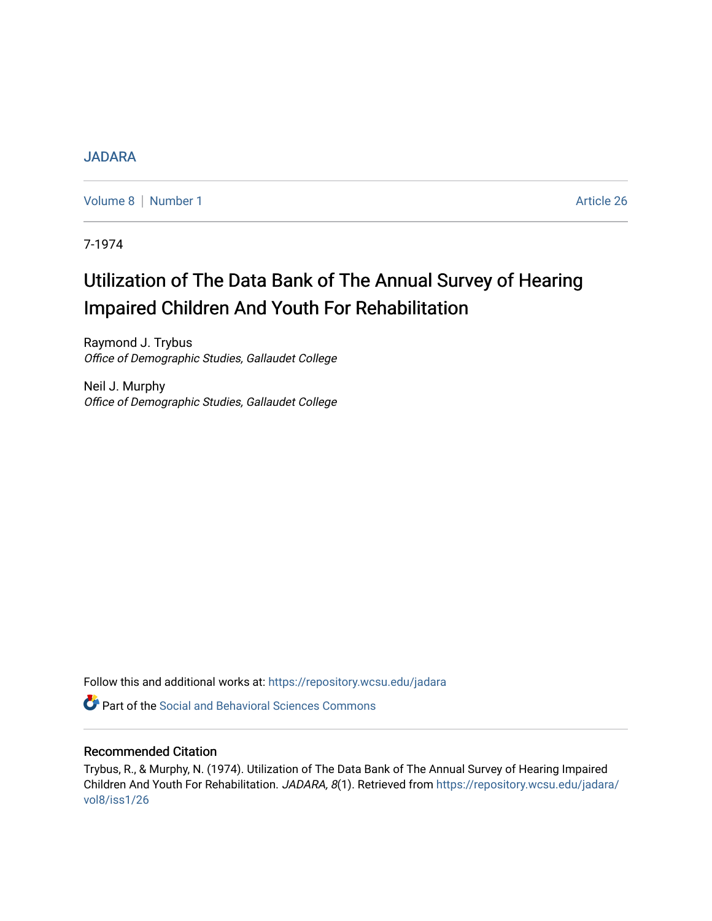JADARA

Volume 8 | Number 1 Article 26

7-1974

# Utilization of The Data Bank of The Annual Survey of Hearing Impaired Children And Youth For Rehabilitation

Raymond J. Trybus
*Office of Demographic Studies, Gallaudet College*

Neil J. Murphy
*Office of Demographic Studies, Gallaudet College*

Follow this and additional works at: https://repository.wcsu.edu/jadara

Part of the Social and Behavioral Sciences Commons

## Recommended Citation

Trybus, R., & Murphy, N. (1974). Utilization of The Data Bank of The Annual Survey of Hearing Impaired Children And Youth For Rehabilitation. *JADARA, 8*(1). Retrieved from https://repository.wcsu.edu/jadara/vol8/iss1/26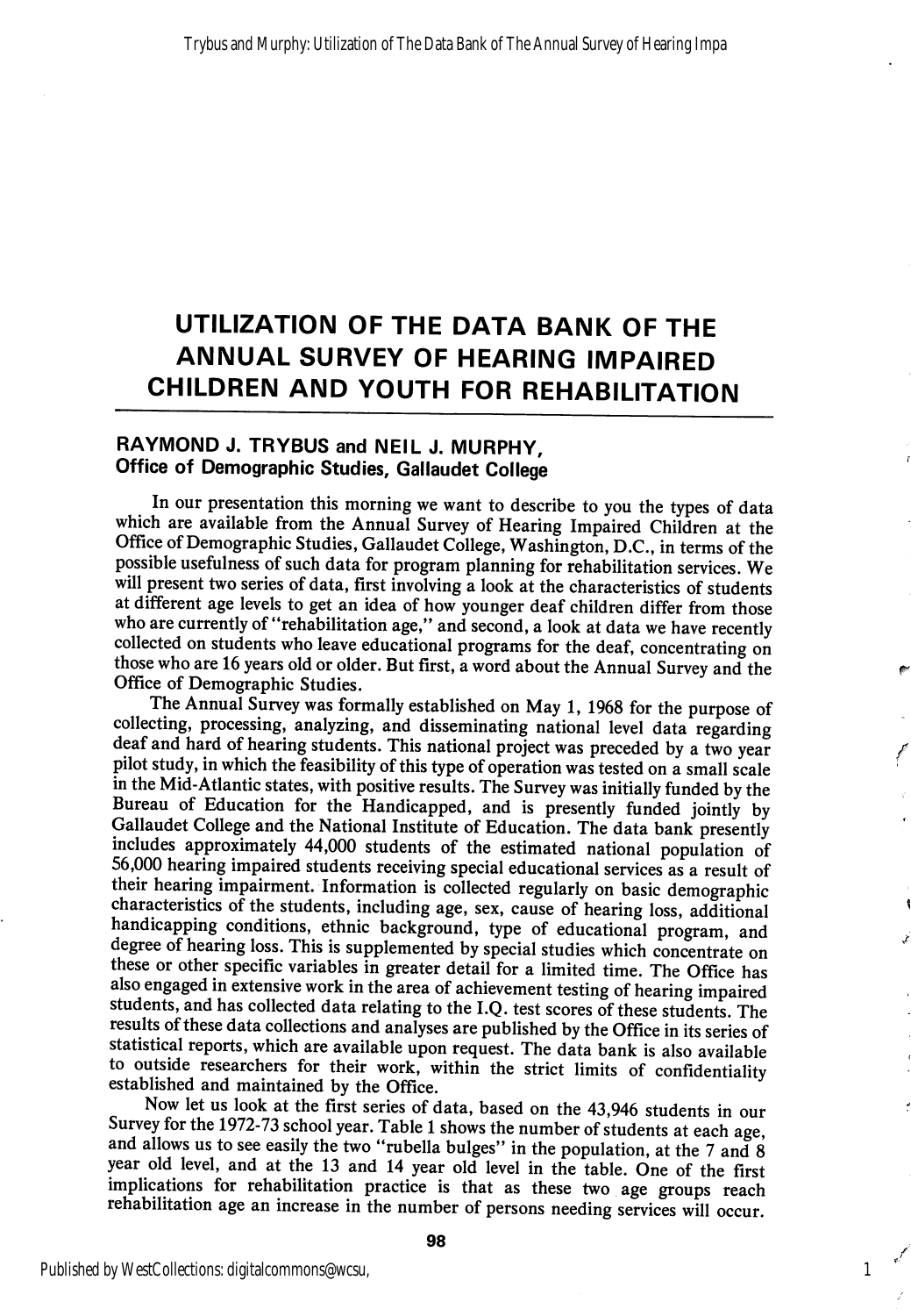# UTILIZATION OF THE DATA BANK OF THE ANNUAL SURVEY OF HEARING IMPAIRED CHILDREN AND YOUTH FOR REHABILITATION

**RAYMOND J. TRYBUS and NEIL J. MURPHY, Office of Demographic Studies, Gallaudet College**

In our presentation this morning we want to describe to you the types of data which are available from the Annual Survey of Hearing Impaired Children at the Office of Demographic Studies, Gallaudet College, Washington, D.C., in terms of the possible usefulness of such data for program planning for rehabilitation services. We will present two series of data, first involving a look at the characteristics of students at different age levels to get an idea of how younger deaf children differ from those who are currently of "rehabilitation age," and second, a look at data we have recently collected on students who leave educational programs for the deaf, concentrating on those who are 16 years old or older. But first, a word about the Annual Survey and the Office of Demographic Studies.

The Annual Survey was formally established on May 1, 1968 for the purpose of collecting, processing, analyzing, and disseminating national level data regarding deaf and hard of hearing students. This national project was preceded by a two year pilot study, in which the feasibility of this type of operation was tested on a small scale in the Mid-Atlantic states, with positive results. The Survey was initially funded by the Bureau of Education for the Handicapped, and is presently funded jointly by Gallaudet College and the National Institute of Education. The data bank presently includes approximately 44,000 students of the estimated national population of 56,000 hearing impaired students receiving special educational services as a result of their hearing impairment. Information is collected regularly on basic demographic characteristics of the students, including age, sex, cause of hearing loss, additional handicapping conditions, ethnic background, type of educational program, and degree of hearing loss. This is supplemented by special studies which concentrate on these or other specific variables in greater detail for a limited time. The Office has also engaged in extensive work in the area of achievement testing of hearing impaired students, and has collected data relating to the I.Q. test scores of these students. The results of these data collections and analyses are published by the Office in its series of statistical reports, which are available upon request. The data bank is also available to outside researchers for their work, within the strict limits of confidentiality established and maintained by the Office.

Now let us look at the first series of data, based on the 43,946 students in our Survey for the 1972-73 school year. Table 1 shows the number of students at each age, and allows us to see easily the two "rubella bulges" in the population, at the 7 and 8 year old level, and at the 13 and 14 year old level in the table. One of the first implications for rehabilitation practice is that as these two age groups reach rehabilitation age an increase in the number of persons needing services will occur.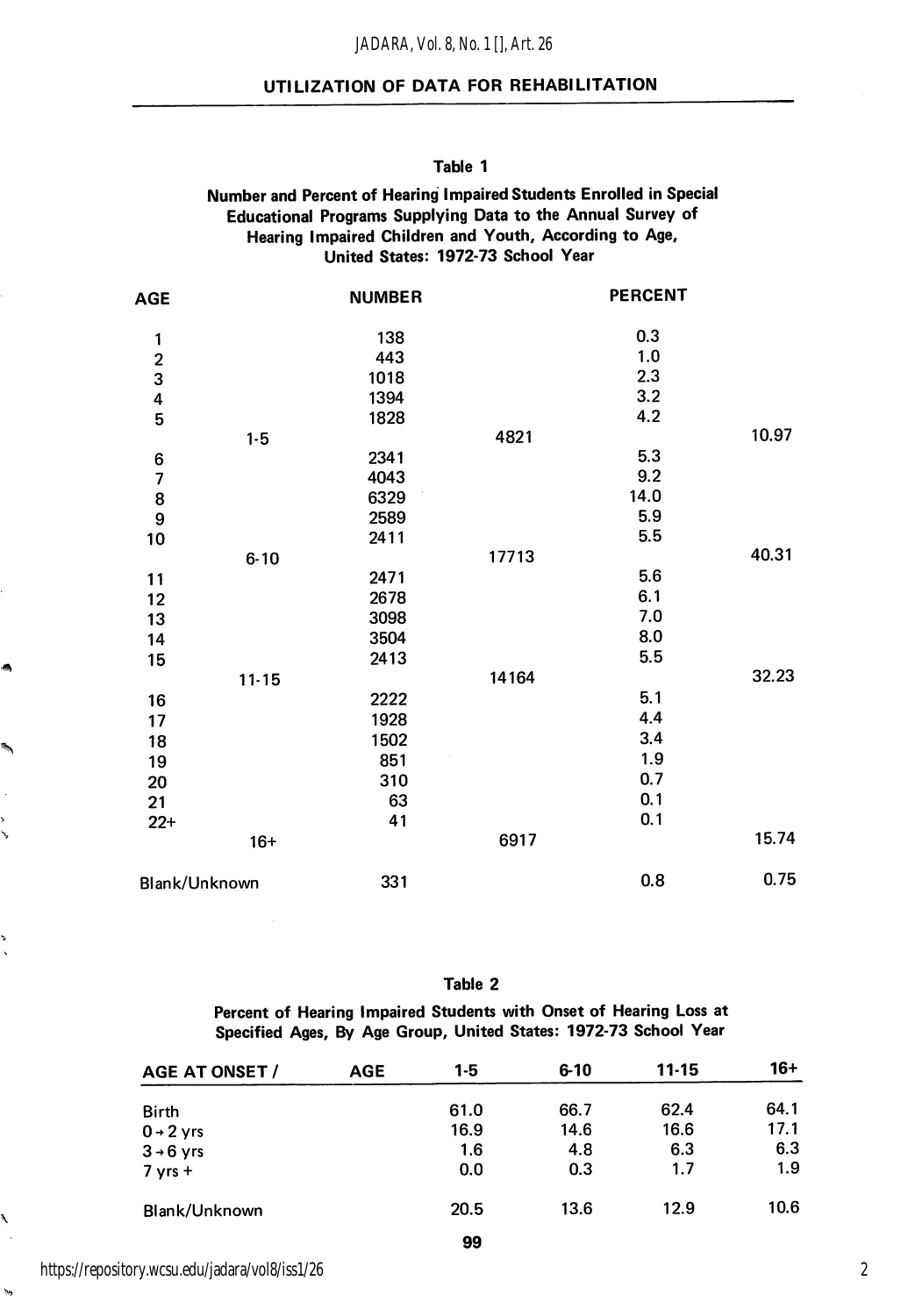**Table 1**

**Number and Percent of Hearing Impaired Students Enrolled in Special Educational Programs Supplying Data to the Annual Survey of Hearing Impaired Children and Youth, According to Age, United States: 1972-73 School Year**

| AGE | | NUMBER | | PERCENT | |
|---|---|---|---|---|---|
| 1 | | 138 | | 0.3 | |
| 2 | | 443 | | 1.0 | |
| 3 | | 1018 | | 2.3 | |
| 4 | | 1394 | | 3.2 | |
| 5 | | 1828 | | 4.2 | |
| | 1-5 | | 4821 | | 10.97 |
| 6 | | 2341 | | 5.3 | |
| 7 | | 4043 | | 9.2 | |
| 8 | | 6329 | | 14.0 | |
| 9 | | 2589 | | 5.9 | |
| 10 | | 2411 | | 5.5 | |
| | 6-10 | | 17713 | | 40.31 |
| 11 | | 2471 | | 5.6 | |
| 12 | | 2678 | | 6.1 | |
| 13 | | 3098 | | 7.0 | |
| 14 | | 3504 | | 8.0 | |
| 15 | | 2413 | | 5.5 | |
| | 11-15 | | 14164 | | 32.23 |
| 16 | | 2222 | | 5.1 | |
| 17 | | 1928 | | 4.4 | |
| 18 | | 1502 | | 3.4 | |
| 19 | | 851 | | 1.9 | |
| 20 | | 310 | | 0.7 | |
| 21 | | 63 | | 0.1 | |
| 22+ | | 41 | | 0.1 | |
| | 16+ | | 6917 | | 15.74 |
| Blank/Unknown | | 331 | | 0.8 | 0.75 |

**Table 2**

**Percent of Hearing Impaired Students with Onset of Hearing Loss at Specified Ages, By Age Group, United States: 1972-73 School Year**

| AGE AT ONSET / AGE | 1-5 | 6-10 | 11-15 | 16+ |
|---|---|---|---|---|
| Birth | 61.0 | 66.7 | 62.4 | 64.1 |
| 0 → 2 yrs | 16.9 | 14.6 | 16.6 | 17.1 |
| 3 → 6 yrs | 1.6 | 4.8 | 6.3 | 6.3 |
| 7 yrs + | 0.0 | 0.3 | 1.7 | 1.9 |
| Blank/Unknown | 20.5 | 13.6 | 12.9 | 10.6 |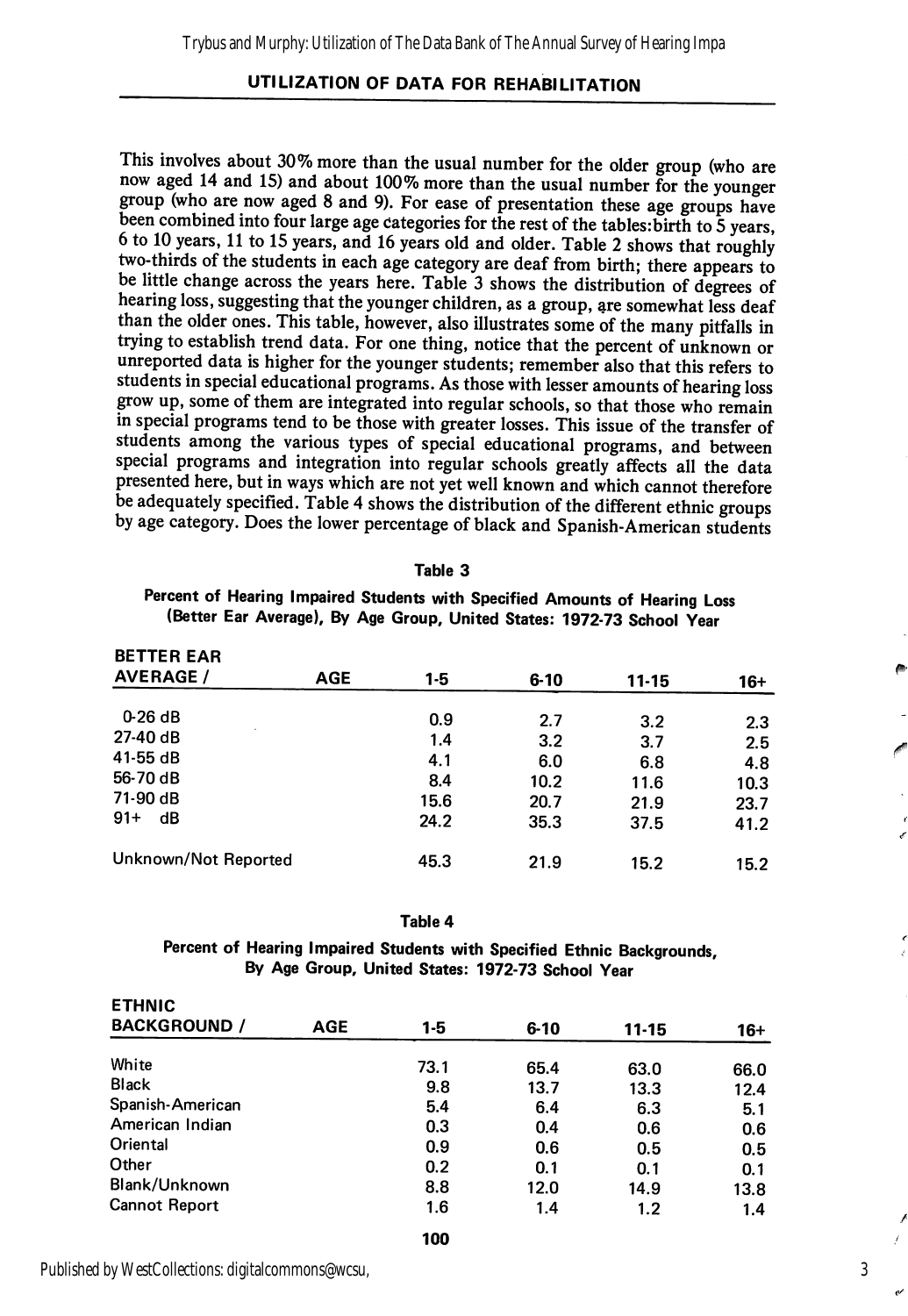This involves about 30% more than the usual number for the older group (who are now aged 14 and 15) and about 100% more than the usual number for the younger group (who are now aged 8 and 9). For ease of presentation these age groups have been combined into four large age categories for the rest of the tables: birth to 5 years, 6 to 10 years, 11 to 15 years, and 16 years old and older. Table 2 shows that roughly two-thirds of the students in each age category are deaf from birth; there appears to be little change across the years here. Table 3 shows the distribution of degrees of hearing loss, suggesting that the younger children, as a group, are somewhat less deaf than the older ones. This table, however, also illustrates some of the many pitfalls in trying to establish trend data. For one thing, notice that the percent of unknown or unreported data is higher for the younger students; remember also that this refers to students in special educational programs. As those with lesser amounts of hearing loss grow up, some of them are integrated into regular schools, so that those who remain in special programs tend to be those with greater losses. This issue of the transfer of students among the various types of special educational programs, and between special programs and integration into regular schools greatly affects all the data presented here, but in ways which are not yet well known and which cannot therefore be adequately specified. Table 4 shows the distribution of the different ethnic groups by age category. Does the lower percentage of black and Spanish-American students

**Table 3**

**Percent of Hearing Impaired Students with Specified Amounts of Hearing Loss (Better Ear Average), By Age Group, United States: 1972-73 School Year**

| BETTER EAR AVERAGE / AGE | 1-5 | 6-10 | 11-15 | 16+ |
|---|---|---|---|---|
| 0-26 dB | 0.9 | 2.7 | 3.2 | 2.3 |
| 27-40 dB | 1.4 | 3.2 | 3.7 | 2.5 |
| 41-55 dB | 4.1 | 6.0 | 6.8 | 4.8 |
| 56-70 dB | 8.4 | 10.2 | 11.6 | 10.3 |
| 71-90 dB | 15.6 | 20.7 | 21.9 | 23.7 |
| 91+ dB | 24.2 | 35.3 | 37.5 | 41.2 |
| Unknown/Not Reported | 45.3 | 21.9 | 15.2 | 15.2 |

**Table 4**

**Percent of Hearing Impaired Students with Specified Ethnic Backgrounds, By Age Group, United States: 1972-73 School Year**

| ETHNIC BACKGROUND / AGE | 1-5 | 6-10 | 11-15 | 16+ |
|---|---|---|---|---|
| White | 73.1 | 65.4 | 63.0 | 66.0 |
| Black | 9.8 | 13.7 | 13.3 | 12.4 |
| Spanish-American | 5.4 | 6.4 | 6.3 | 5.1 |
| American Indian | 0.3 | 0.4 | 0.6 | 0.6 |
| Oriental | 0.9 | 0.6 | 0.5 | 0.5 |
| Other | 0.2 | 0.1 | 0.1 | 0.1 |
| Blank/Unknown | 8.8 | 12.0 | 14.9 | 13.8 |
| Cannot Report | 1.6 | 1.4 | 1.2 | 1.4 |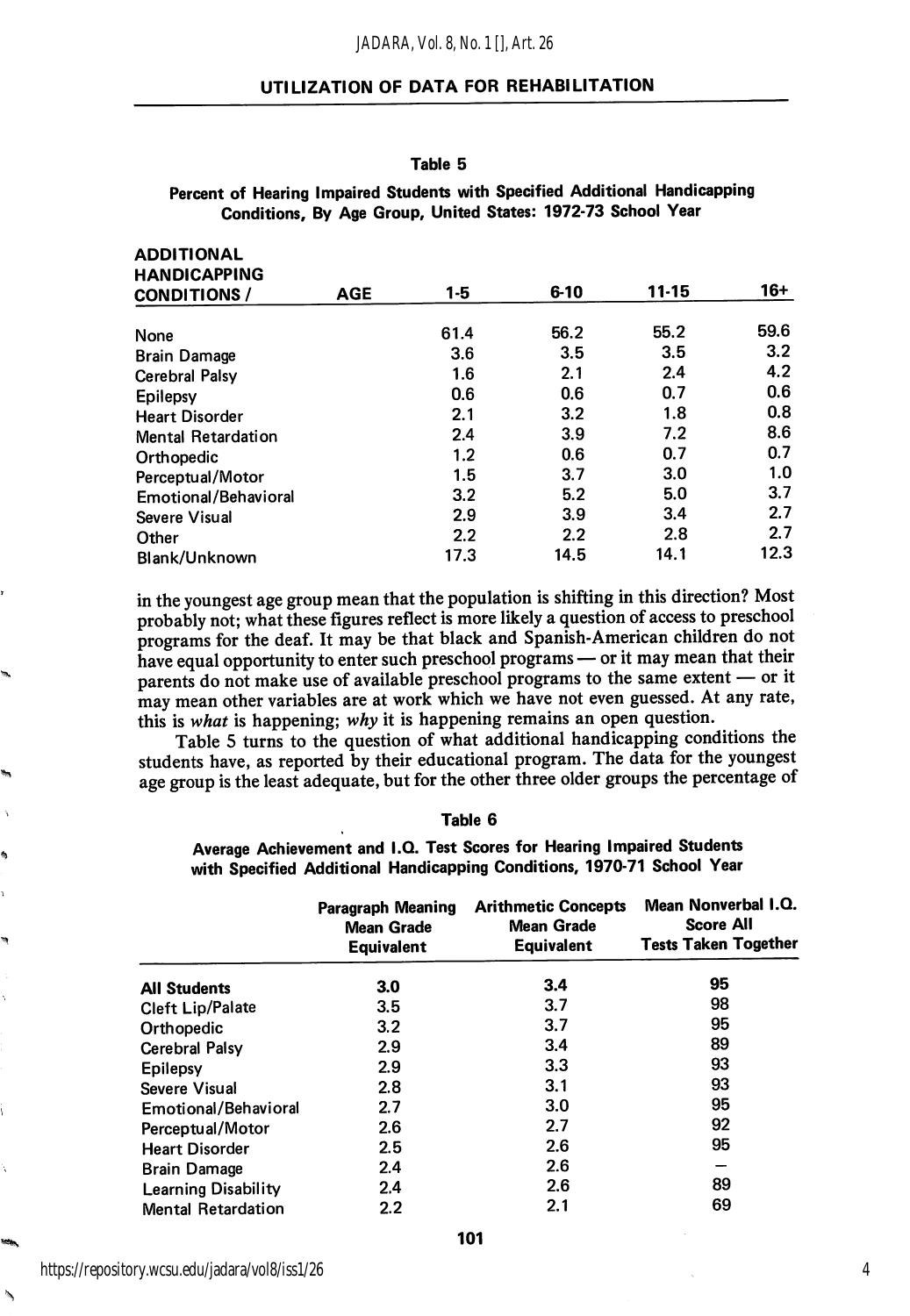**Table 5**

**Percent of Hearing Impaired Students with Specified Additional Handicapping Conditions, By Age Group, United States: 1972-73 School Year**

| ADDITIONAL HANDICAPPING CONDITIONS / AGE | 1-5 | 6-10 | 11-15 | 16+ |
|---|---|---|---|---|
| None | 61.4 | 56.2 | 55.2 | 59.6 |
| Brain Damage | 3.6 | 3.5 | 3.5 | 3.2 |
| Cerebral Palsy | 1.6 | 2.1 | 2.4 | 4.2 |
| Epilepsy | 0.6 | 0.6 | 0.7 | 0.6 |
| Heart Disorder | 2.1 | 3.2 | 1.8 | 0.8 |
| Mental Retardation | 2.4 | 3.9 | 7.2 | 8.6 |
| Orthopedic | 1.2 | 0.6 | 0.7 | 0.7 |
| Perceptual/Motor | 1.5 | 3.7 | 3.0 | 1.0 |
| Emotional/Behavioral | 3.2 | 5.2 | 5.0 | 3.7 |
| Severe Visual | 2.9 | 3.9 | 3.4 | 2.7 |
| Other | 2.2 | 2.2 | 2.8 | 2.7 |
| Blank/Unknown | 17.3 | 14.5 | 14.1 | 12.3 |

in the youngest age group mean that the population is shifting in this direction? Most probably not; what these figures reflect is more likely a question of access to preschool programs for the deaf. It may be that black and Spanish-American children do not have equal opportunity to enter such preschool programs — or it may mean that their parents do not make use of available preschool programs to the same extent — or it may mean other variables are at work which we have not even guessed. At any rate, this is *what* is happening; *why* it is happening remains an open question.

Table 5 turns to the question of what additional handicapping conditions the students have, as reported by their educational program. The data for the youngest age group is the least adequate, but for the other three older groups the percentage of

**Table 6**

**Average Achievement and I.Q. Test Scores for Hearing Impaired Students with Specified Additional Handicapping Conditions, 1970-71 School Year**

| | Paragraph Meaning Mean Grade Equivalent | Arithmetic Concepts Mean Grade Equivalent | Mean Nonverbal I.Q. Score All Tests Taken Together |
|---|---|---|---|
| **All Students** | 3.0 | 3.4 | 95 |
| Cleft Lip/Palate | 3.5 | 3.7 | 98 |
| Orthopedic | 3.2 | 3.7 | 95 |
| Cerebral Palsy | 2.9 | 3.4 | 89 |
| Epilepsy | 2.9 | 3.3 | 93 |
| Severe Visual | 2.8 | 3.1 | 93 |
| Emotional/Behavioral | 2.7 | 3.0 | 95 |
| Perceptual/Motor | 2.6 | 2.7 | 92 |
| Heart Disorder | 2.5 | 2.6 | 95 |
| Brain Damage | 2.4 | 2.6 | — |
| Learning Disability | 2.4 | 2.6 | 89 |
| Mental Retardation | 2.2 | 2.1 | 69 |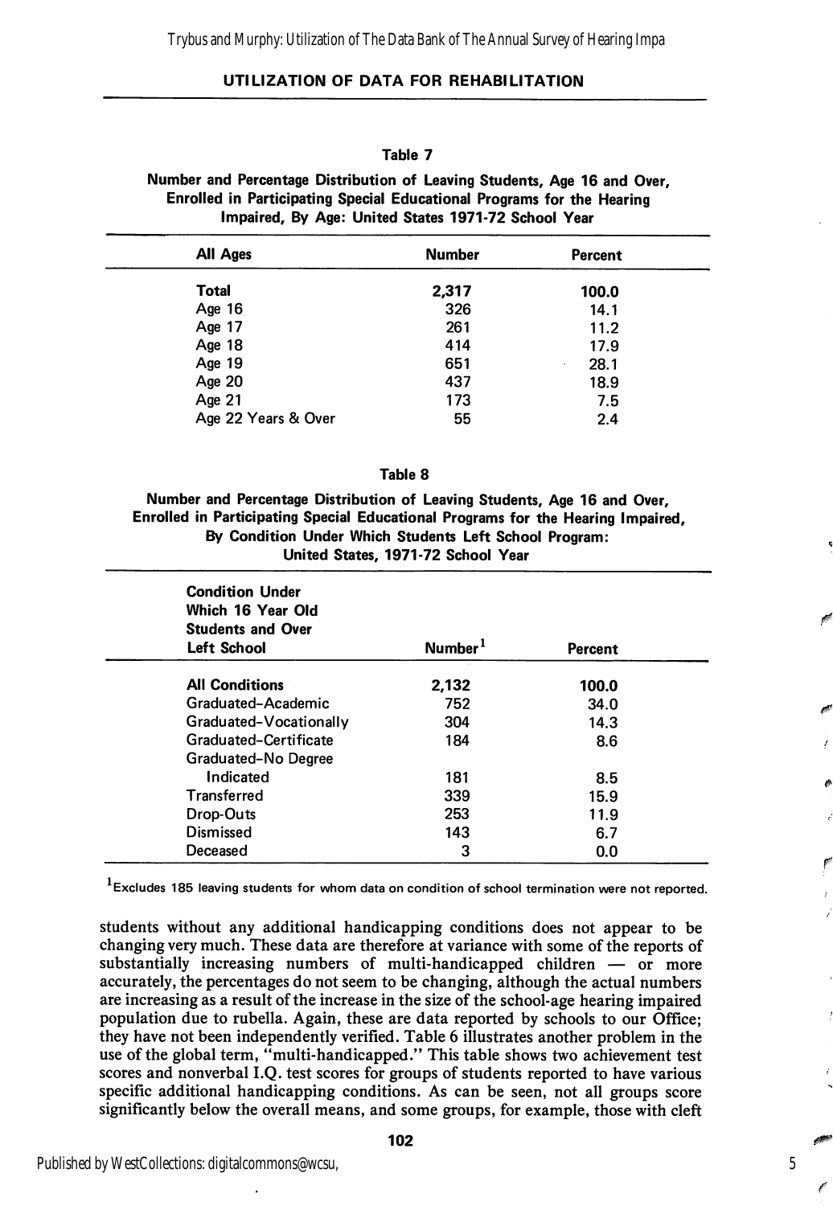### Table 7

**Number and Percentage Distribution of Leaving Students, Age 16 and Over, Enrolled in Participating Special Educational Programs for the Hearing Impaired, By Age: United States 1971-72 School Year**

| All Ages | Number | Percent |
|---|---|---|
| **Total** | **2,317** | **100.0** |
| Age 16 | 326 | 14.1 |
| Age 17 | 261 | 11.2 |
| Age 18 | 414 | 17.9 |
| Age 19 | 651 | 28.1 |
| Age 20 | 437 | 18.9 |
| Age 21 | 173 | 7.5 |
| Age 22 Years & Over | 55 | 2.4 |

### Table 8

**Number and Percentage Distribution of Leaving Students, Age 16 and Over, Enrolled in Participating Special Educational Programs for the Hearing Impaired, By Condition Under Which Students Left School Program: United States, 1971-72 School Year**

| Condition Under Which 16 Year Old Students and Over Left School | Number[1] | Percent |
|---|---|---|
| **All Conditions** | **2,132** | **100.0** |
| Graduated-Academic | 752 | 34.0 |
| Graduated-Vocationally | 304 | 14.3 |
| Graduated-Certificate | 184 | 8.6 |
| Graduated-No Degree Indicated | 181 | 8.5 |
| Transferred | 339 | 15.9 |
| Drop-Outs | 253 | 11.9 |
| Dismissed | 143 | 6.7 |
| Deceased | 3 | 0.0 |

[1]Excludes 185 leaving students for whom data on condition of school termination were not reported.

students without any additional handicapping conditions does not appear to be changing very much. These data are therefore at variance with some of the reports of substantially increasing numbers of multi-handicapped children — or more accurately, the percentages do not seem to be changing, although the actual numbers are increasing as a result of the increase in the size of the school-age hearing impaired population due to rubella. Again, these are data reported by schools to our Office; they have not been independently verified. Table 6 illustrates another problem in the use of the global term, "multi-handicapped." This table shows two achievement test scores and nonverbal I.Q. test scores for groups of students reported to have various specific additional handicapping conditions. As can be seen, not all groups score significantly below the overall means, and some groups, for example, those with cleft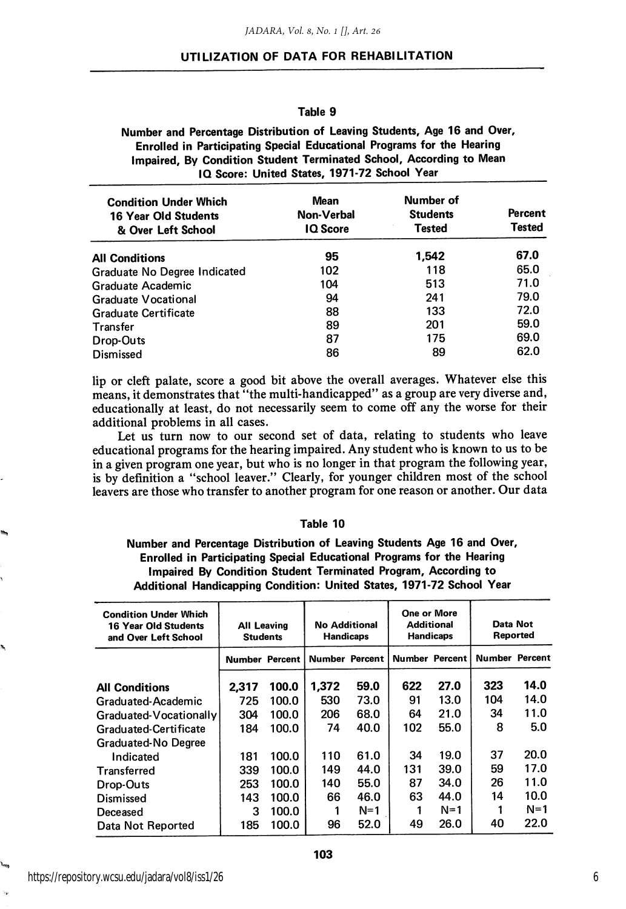## Table 9

**Number and Percentage Distribution of Leaving Students, Age 16 and Over, Enrolled in Participating Special Educational Programs for the Hearing Impaired, By Condition Student Terminated School, According to Mean IQ Score: United States, 1971-72 School Year**

| Condition Under Which 16 Year Old Students & Over Left School | Mean Non-Verbal IQ Score | Number of Students Tested | Percent Tested |
|---|---|---|---|
| **All Conditions** | 95 | 1,542 | 67.0 |
| Graduate No Degree Indicated | 102 | 118 | 65.0 |
| Graduate Academic | 104 | 513 | 71.0 |
| Graduate Vocational | 94 | 241 | 79.0 |
| Graduate Certificate | 88 | 133 | 72.0 |
| Transfer | 89 | 201 | 59.0 |
| Drop-Outs | 87 | 175 | 69.0 |
| Dismissed | 86 | 89 | 62.0 |

lip or cleft palate, score a good bit above the overall averages. Whatever else this means, it demonstrates that "the multi-handicapped" as a group are very diverse and, educationally at least, do not necessarily seem to come off any the worse for their additional problems in all cases.

Let us turn now to our second set of data, relating to students who leave educational programs for the hearing impaired. Any student who is known to us to be in a given program one year, but who is no longer in that program the following year, is by definition a "school leaver." Clearly, for younger children most of the school leavers are those who transfer to another program for one reason or another. Our data

## Table 10

**Number and Percentage Distribution of Leaving Students Age 16 and Over, Enrolled in Participating Special Educational Programs for the Hearing Impaired By Condition Student Terminated Program, According to Additional Handicapping Condition: United States, 1971-72 School Year**

| Condition Under Which 16 Year Old Students and Over Left School | All Leaving Students | | No Additional Handicaps | | One or More Additional Handicaps | | Data Not Reported | |
|---|---|---|---|---|---|---|---|---|
| | Number | Percent | Number | Percent | Number | Percent | Number | Percent |
| **All Conditions** | 2,317 | 100.0 | 1,372 | 59.0 | 622 | 27.0 | 323 | 14.0 |
| Graduated-Academic | 725 | 100.0 | 530 | 73.0 | 91 | 13.0 | 104 | 14.0 |
| Graduated-Vocationally | 304 | 100.0 | 206 | 68.0 | 64 | 21.0 | 34 | 11.0 |
| Graduated-Certificate | 184 | 100.0 | 74 | 40.0 | 102 | 55.0 | 8 | 5.0 |
| Graduated-No Degree Indicated | 181 | 100.0 | 110 | 61.0 | 34 | 19.0 | 37 | 20.0 |
| Transferred | 339 | 100.0 | 149 | 44.0 | 131 | 39.0 | 59 | 17.0 |
| Drop-Outs | 253 | 100.0 | 140 | 55.0 | 87 | 34.0 | 26 | 11.0 |
| Dismissed | 143 | 100.0 | 66 | 46.0 | 63 | 44.0 | 14 | 10.0 |
| Deceased | 3 | 100.0 | 1 | N=1 | 1 | N=1 | 1 | N=1 |
| Data Not Reported | 185 | 100.0 | 96 | 52.0 | 49 | 26.0 | 40 | 22.0 |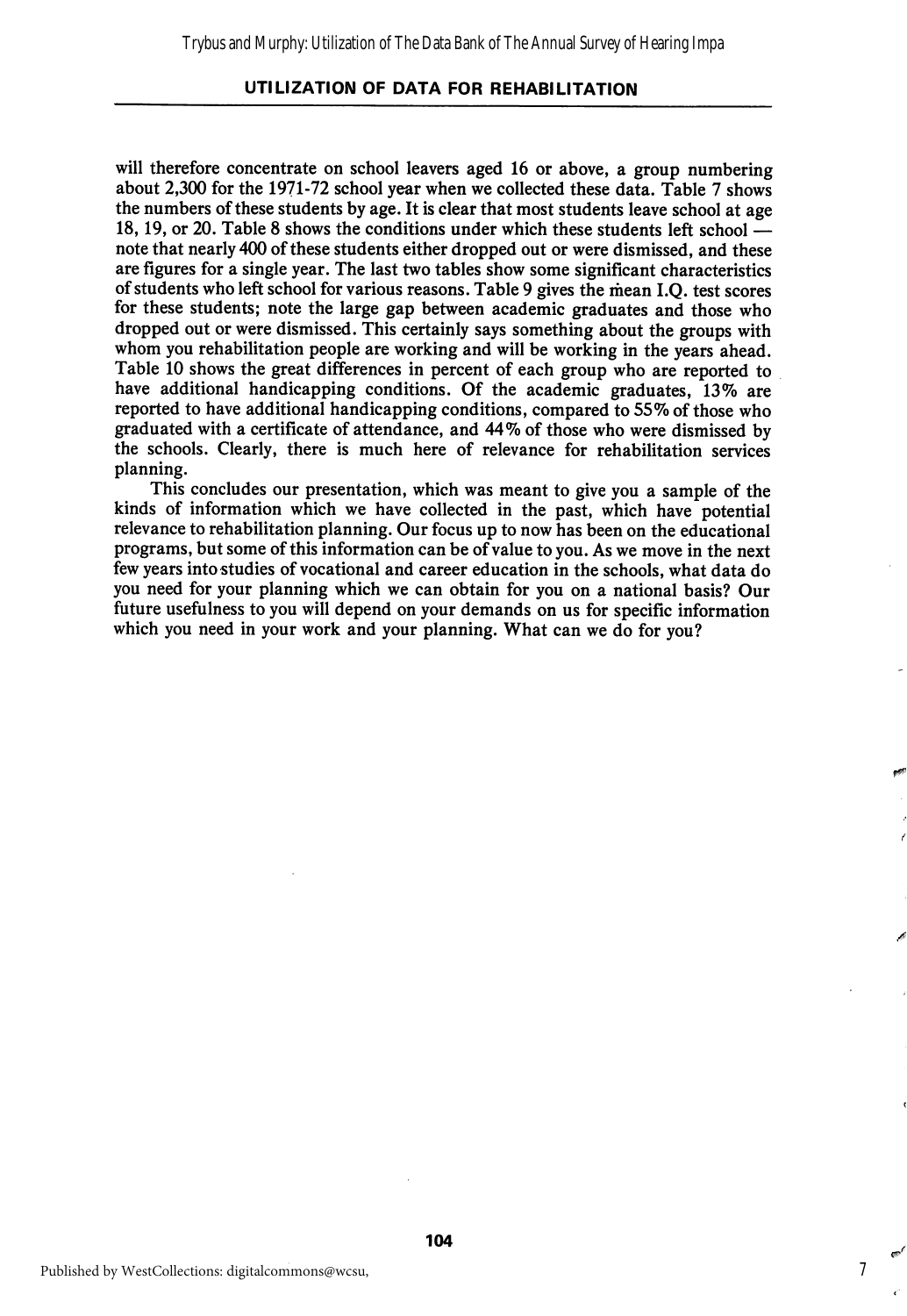will therefore concentrate on school leavers aged 16 or above, a group numbering about 2,300 for the 1971-72 school year when we collected these data. Table 7 shows the numbers of these students by age. It is clear that most students leave school at age 18, 19, or 20. Table 8 shows the conditions under which these students left school — note that nearly 400 of these students either dropped out or were dismissed, and these are figures for a single year. The last two tables show some significant characteristics of students who left school for various reasons. Table 9 gives the mean I.Q. test scores for these students; note the large gap between academic graduates and those who dropped out or were dismissed. This certainly says something about the groups with whom you rehabilitation people are working and will be working in the years ahead. Table 10 shows the great differences in percent of each group who are reported to have additional handicapping conditions. Of the academic graduates, 13% are reported to have additional handicapping conditions, compared to 55% of those who graduated with a certificate of attendance, and 44% of those who were dismissed by the schools. Clearly, there is much here of relevance for rehabilitation services planning.

This concludes our presentation, which was meant to give you a sample of the kinds of information which we have collected in the past, which have potential relevance to rehabilitation planning. Our focus up to now has been on the educational programs, but some of this information can be of value to you. As we move in the next few years into studies of vocational and career education in the schools, what data do you need for your planning which we can obtain for you on a national basis? Our future usefulness to you will depend on your demands on us for specific information which you need in your work and your planning. What can we do for you?